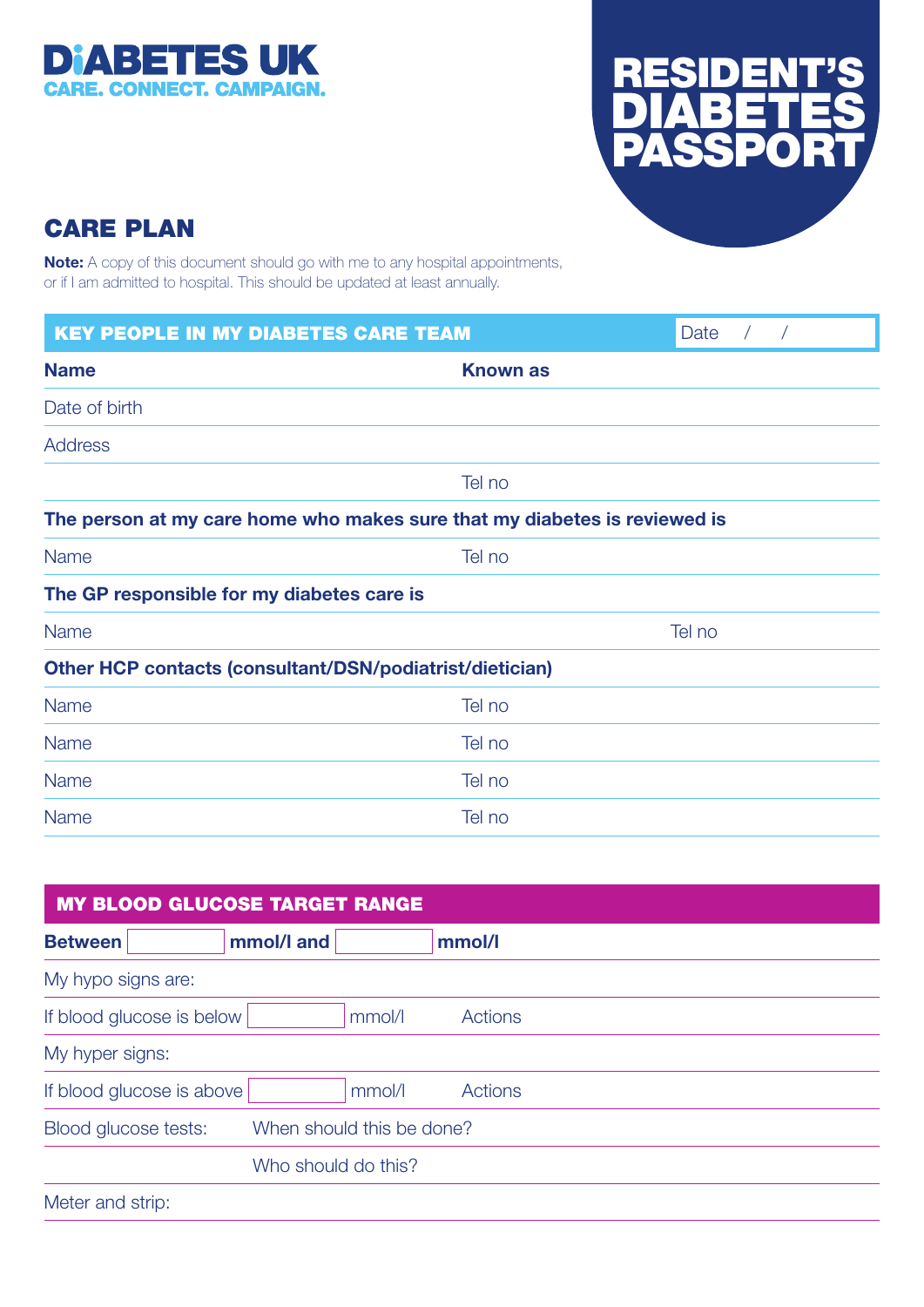DIABETES UK
CARE. CONNECT. CAMPAIGN.

# RESIDENT'S DIABETES PASSPORT

## CARE PLAN

**Note:** A copy of this document should go with me to any hospital appointments, or if I am admitted to hospital. This should be updated at least annually.

### KEY PEOPLE IN MY DIABETES CARE TEAM

Date / /

| **Name** | **Known as** |
|---|---|
| Date of birth | |
| Address | |
| | Tel no |

**The person at my care home who makes sure that my diabetes is reviewed is**

| Name | Tel no |
|---|---|

**The GP responsible for my diabetes care is**

| Name | Tel no |
|---|---|

**Other HCP contacts (consultant/DSN/podiatrist/dietician)**

| Name | Tel no |
|---|---|
| Name | Tel no |
| Name | Tel no |
| Name | Tel no |

### MY BLOOD GLUCOSE TARGET RANGE

**Between** ______ **mmol/l and** ______ **mmol/l**

My hypo signs are:

If blood glucose is below ______ mmol/l — Actions

My hyper signs:

If blood glucose is above ______ mmol/l — Actions

Blood glucose tests: When should this be done?

Who should do this?

Meter and strip: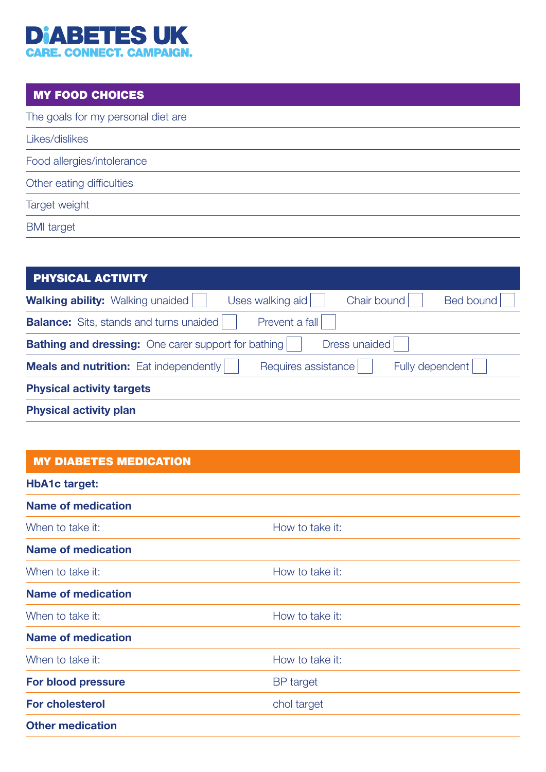**DIABETES UK**
**CARE. CONNECT. CAMPAIGN.**

## MY FOOD CHOICES

The goals for my personal diet are

Likes/dislikes

Food allergies/intolerance

Other eating difficulties

Target weight

BMI target

## PHYSICAL ACTIVITY

**Walking ability:** Walking unaided ☐ Uses walking aid ☐ Chair bound ☐ Bed bound ☐

**Balance:** Sits, stands and turns unaided ☐ Prevent a fall ☐

**Bathing and dressing:** One carer support for bathing ☐ Dress unaided ☐

**Meals and nutrition:** Eat independently ☐ Requires assistance ☐ Fully dependent ☐

**Physical activity targets**

**Physical activity plan**

## MY DIABETES MEDICATION

**HbA1c target:**

**Name of medication**

When to take it: How to take it:

**Name of medication**

When to take it: How to take it:

**Name of medication**

When to take it: How to take it:

**Name of medication**

When to take it: How to take it:

**For blood pressure** BP target

**For cholesterol** chol target

**Other medication**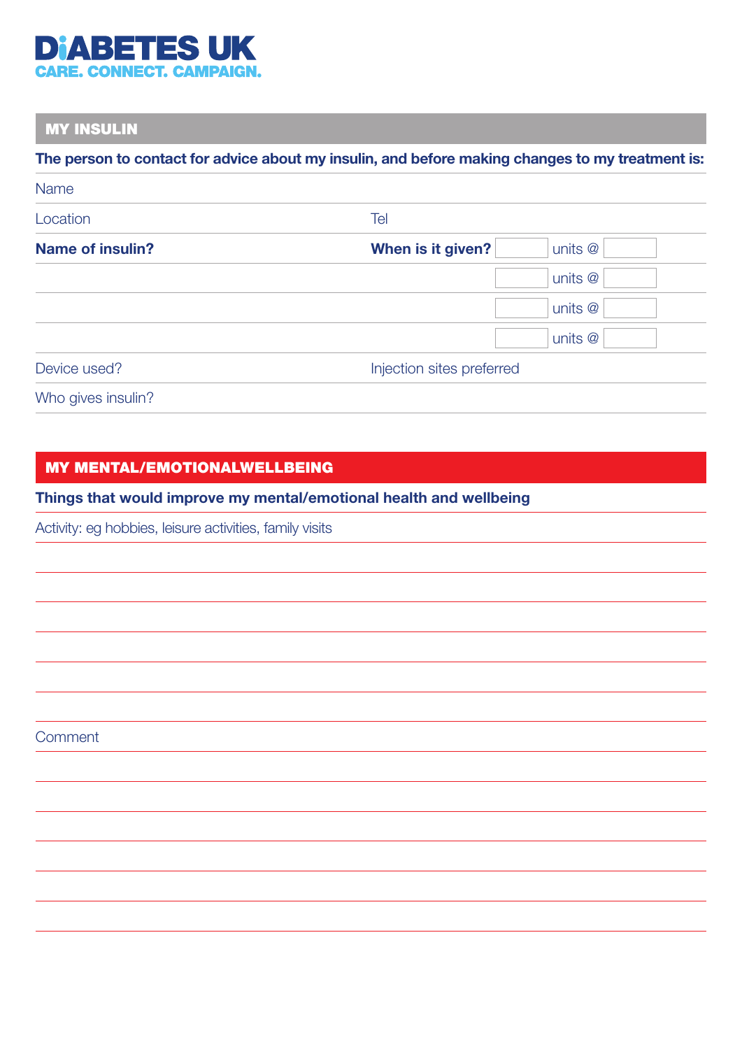**DIABETES UK**
**CARE. CONNECT. CAMPAIGN.**

## MY INSULIN

**The person to contact for advice about my insulin, and before making changes to my treatment is:**

Name

Location | Tel

| **Name of insulin?** | **When is it given?** | units @ |
|---|---|---|
| | | units @ |
| | | units @ |
| | | units @ |

Device used? | Injection sites preferred

Who gives insulin?

## MY MENTAL/EMOTIONALWELLBEING

**Things that would improve my mental/emotional health and wellbeing**

Activity: eg hobbies, leisure activities, family visits

Comment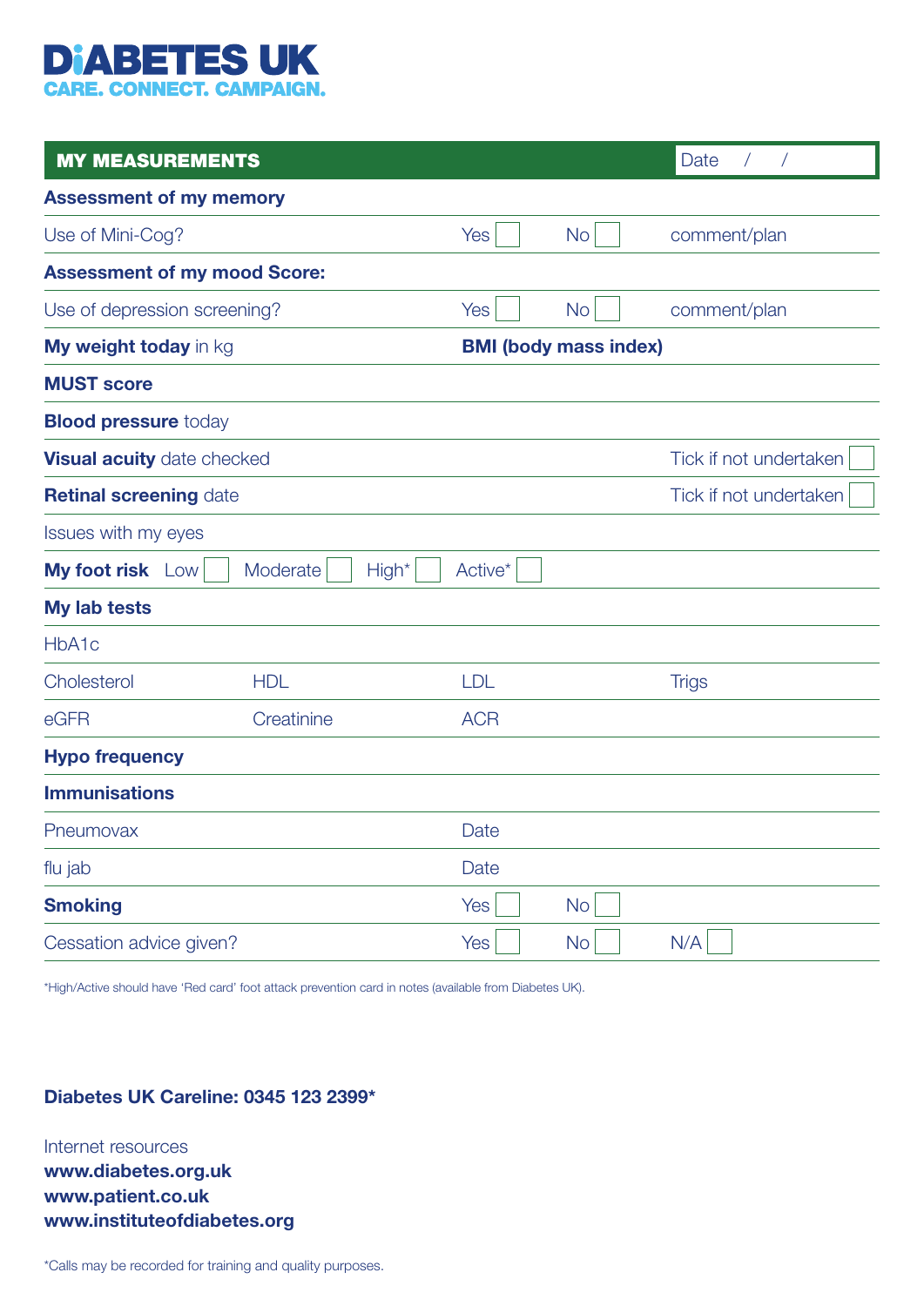# DiABETES UK

CARE. CONNECT. CAMPAIGN.

## MY MEASUREMENTS

Date / /

| | | | | |
|---|---|---|---|---|
| **Assessment of my memory** | | | | |
| Use of Mini-Cog? | | Yes ☐ | No ☐ | comment/plan |
| **Assessment of my mood Score:** | | | | |
| Use of depression screening? | | Yes ☐ | No ☐ | comment/plan |
| **My weight today** in kg | | **BMI (body mass index)** | | |
| **MUST score** | | | | |
| **Blood pressure** today | | | | |
| **Visual acuity** date checked | | | | Tick if not undertaken ☐ |
| **Retinal screening** date | | | | Tick if not undertaken ☐ |
| Issues with my eyes | | | | |
| **My foot risk** Low ☐ | Moderate ☐ | High* ☐ | Active* ☐ | |
| **My lab tests** | | | | |
| HbA1c | | | | |
| Cholesterol | HDL | LDL | | Trigs |
| eGFR | Creatinine | ACR | | |
| **Hypo frequency** | | | | |
| **Immunisations** | | | | |
| Pneumovax | | Date | | |
| flu jab | | Date | | |
| **Smoking** | | Yes ☐ | No ☐ | |
| Cessation advice given? | | Yes ☐ | No ☐ | N/A ☐ |

*High/Active should have 'Red card' foot attack prevention card in notes (available from Diabetes UK).

**Diabetes UK Careline: 0345 123 2399***

Internet resources
**www.diabetes.org.uk**
**www.patient.co.uk**
**www.instituteofdiabetes.org**

*Calls may be recorded for training and quality purposes.